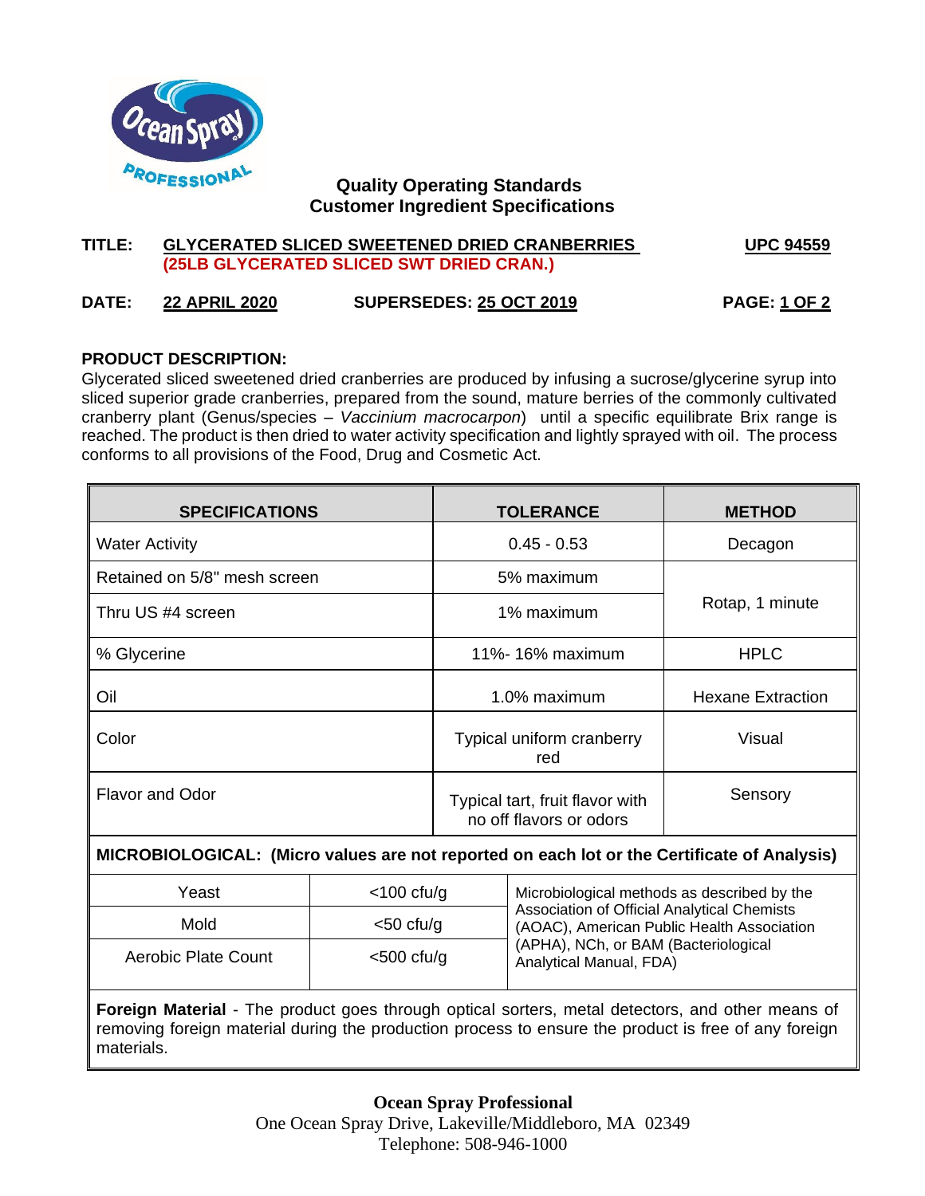## Quality Operating Standards
## Customer Ingredient Specifications

**TITLE:** **GLYCERATED SLICED SWEETENED DRIED CRANBERRIES (25LB GLYCERATED SLICED SWT DRIED CRAN.)** **UPC 94559**

**DATE:** **22 APRIL 2020** **SUPERSEDES: 25 OCT 2019**

**PRODUCT DESCRIPTION:**
Glycerated sliced sweetened dried cranberries are produced by infusing a sucrose/glycerine syrup into sliced superior grade cranberries, prepared from the sound, mature berries of the commonly cultivated cranberry plant (Genus/species – *Vaccinium macrocarpon*) until a specific equilibrate Brix range is reached. The product is then dried to water activity specification and lightly sprayed with oil. The process conforms to all provisions of the Food, Drug and Cosmetic Act.

| SPECIFICATIONS | TOLERANCE | METHOD |
|---|---|---|
| Water Activity | 0.45 - 0.53 | Decagon |
| Retained on 5/8" mesh screen | 5% maximum | Rotap, 1 minute |
| Thru US #4 screen | 1% maximum | |
| % Glycerine | 11%- 16% maximum | HPLC |
| Oil | 1.0% maximum | Hexane Extraction |
| Color | Typical uniform cranberry red | Visual |
| Flavor and Odor | Typical tart, fruit flavor with no off flavors or odors | Sensory |

**MICROBIOLOGICAL: (Micro values are not reported on each lot or the Certificate of Analysis)**

| Test | Limit | Method |
|---|---|---|
| Yeast | <100 cfu/g | Microbiological methods as described by the Association of Official Analytical Chemists (AOAC), American Public Health Association (APHA), NCh, or BAM (Bacteriological Analytical Manual, FDA) |
| Mold | <50 cfu/g | |
| Aerobic Plate Count | <500 cfu/g | |

**Foreign Material** - The product goes through optical sorters, metal detectors, and other means of removing foreign material during the production process to ensure the product is free of any foreign materials.

**Ocean Spray Professional**
One Ocean Spray Drive, Lakeville/Middleboro, MA 02349
Telephone: 508-946-1000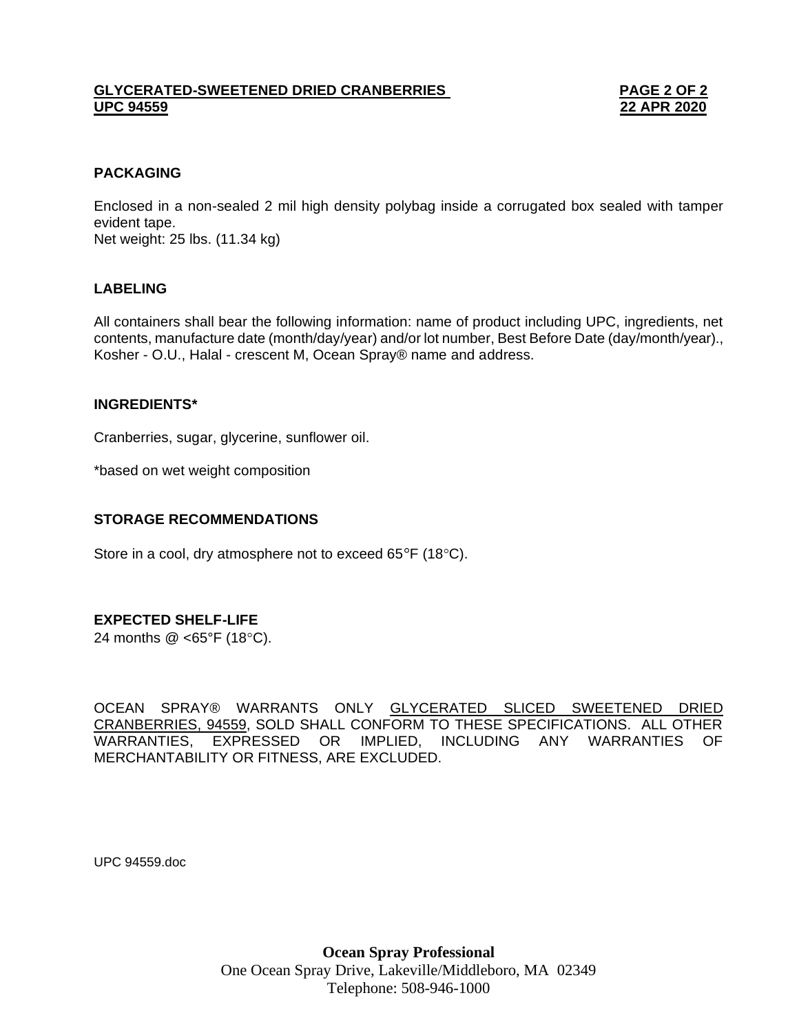## PACKAGING

Enclosed in a non-sealed 2 mil high density polybag inside a corrugated box sealed with tamper evident tape.
Net weight: 25 lbs. (11.34 kg)

## LABELING

All containers shall bear the following information: name of product including UPC, ingredients, net contents, manufacture date (month/day/year) and/or lot number, Best Before Date (day/month/year)., Kosher - O.U., Halal - crescent M, Ocean Spray® name and address.

## INGREDIENTS*

Cranberries, sugar, glycerine, sunflower oil.

*based on wet weight composition

## STORAGE RECOMMENDATIONS

Store in a cool, dry atmosphere not to exceed 65°F (18°C).

## EXPECTED SHELF-LIFE

24 months @ <65°F (18°C).

OCEAN SPRAY® WARRANTS ONLY GLYCERATED SLICED SWEETENED DRIED CRANBERRIES, 94559, SOLD SHALL CONFORM TO THESE SPECIFICATIONS. ALL OTHER WARRANTIES, EXPRESSED OR IMPLIED, INCLUDING ANY WARRANTIES OF MERCHANTABILITY OR FITNESS, ARE EXCLUDED.

UPC 94559.doc

**Ocean Spray Professional**
One Ocean Spray Drive, Lakeville/Middleboro, MA 02349
Telephone: 508-946-1000